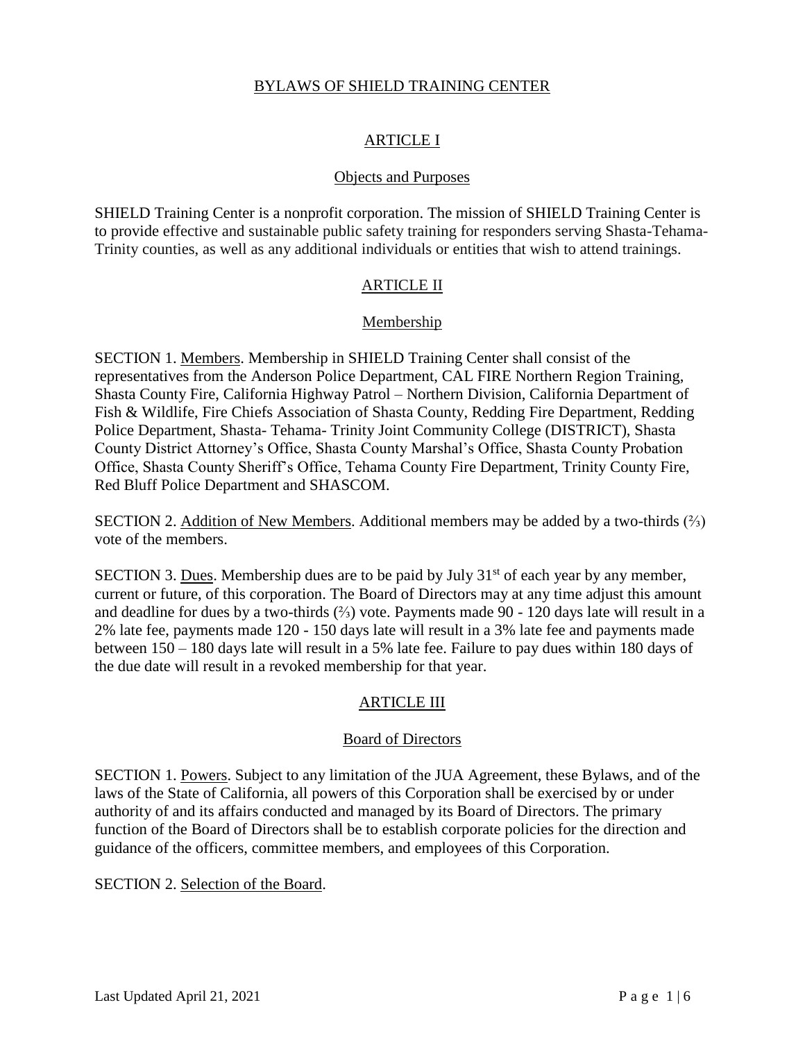# BYLAWS OF SHIELD TRAINING CENTER

## ARTICLE I

### Objects and Purposes

SHIELD Training Center is a nonprofit corporation. The mission of SHIELD Training Center is to provide effective and sustainable public safety training for responders serving Shasta-Tehama-Trinity counties, as well as any additional individuals or entities that wish to attend trainings.

## ARTICLE II

### Membership

SECTION 1. Members. Membership in SHIELD Training Center shall consist of the representatives from the Anderson Police Department, CAL FIRE Northern Region Training, Shasta County Fire, California Highway Patrol – Northern Division, California Department of Fish & Wildlife, Fire Chiefs Association of Shasta County, Redding Fire Department, Redding Police Department, Shasta- Tehama- Trinity Joint Community College (DISTRICT), Shasta County District Attorney's Office, Shasta County Marshal's Office, Shasta County Probation Office, Shasta County Sheriff's Office, Tehama County Fire Department, Trinity County Fire, Red Bluff Police Department and SHASCOM.

SECTION 2. Addition of New Members. Additional members may be added by a two-thirds (⅔) vote of the members.

SECTION 3. Dues. Membership dues are to be paid by July 31st of each year by any member, current or future, of this corporation. The Board of Directors may at any time adjust this amount and deadline for dues by a two-thirds (⅔) vote. Payments made 90 - 120 days late will result in a 2% late fee, payments made 120 - 150 days late will result in a 3% late fee and payments made between 150 – 180 days late will result in a 5% late fee. Failure to pay dues within 180 days of the due date will result in a revoked membership for that year.

## ARTICLE III

### Board of Directors

SECTION 1. Powers. Subject to any limitation of the JUA Agreement, these Bylaws, and of the laws of the State of California, all powers of this Corporation shall be exercised by or under authority of and its affairs conducted and managed by its Board of Directors. The primary function of the Board of Directors shall be to establish corporate policies for the direction and guidance of the officers, committee members, and employees of this Corporation.

SECTION 2. Selection of the Board.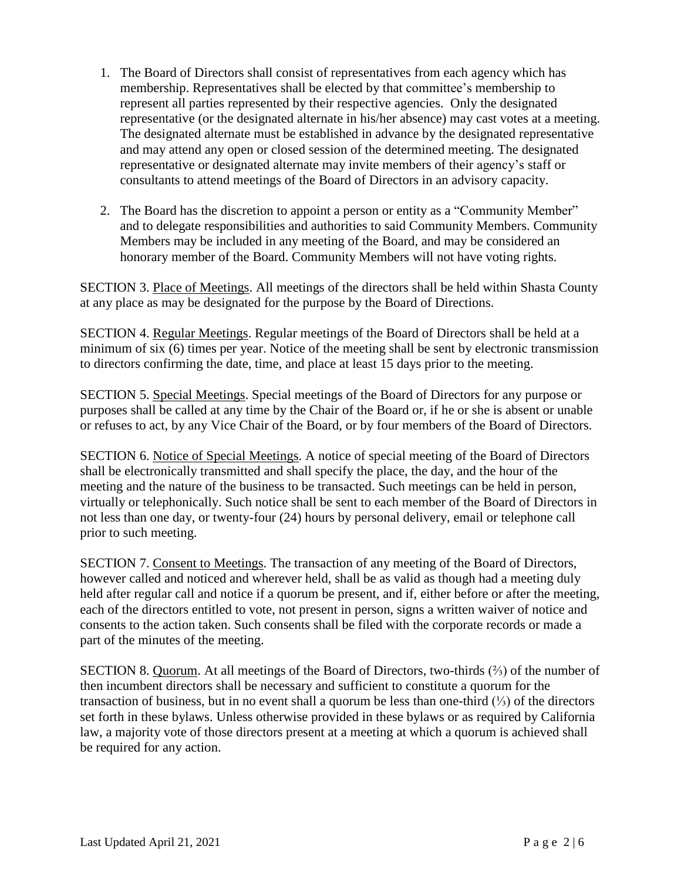1. The Board of Directors shall consist of representatives from each agency which has membership. Representatives shall be elected by that committee's membership to represent all parties represented by their respective agencies. Only the designated representative (or the designated alternate in his/her absence) may cast votes at a meeting. The designated alternate must be established in advance by the designated representative and may attend any open or closed session of the determined meeting. The designated representative or designated alternate may invite members of their agency's staff or consultants to attend meetings of the Board of Directors in an advisory capacity.

2. The Board has the discretion to appoint a person or entity as a "Community Member" and to delegate responsibilities and authorities to said Community Members. Community Members may be included in any meeting of the Board, and may be considered an honorary member of the Board. Community Members will not have voting rights.

SECTION 3. Place of Meetings. All meetings of the directors shall be held within Shasta County at any place as may be designated for the purpose by the Board of Directions.

SECTION 4. Regular Meetings. Regular meetings of the Board of Directors shall be held at a minimum of six (6) times per year. Notice of the meeting shall be sent by electronic transmission to directors confirming the date, time, and place at least 15 days prior to the meeting.

SECTION 5. Special Meetings. Special meetings of the Board of Directors for any purpose or purposes shall be called at any time by the Chair of the Board or, if he or she is absent or unable or refuses to act, by any Vice Chair of the Board, or by four members of the Board of Directors.

SECTION 6. Notice of Special Meetings. A notice of special meeting of the Board of Directors shall be electronically transmitted and shall specify the place, the day, and the hour of the meeting and the nature of the business to be transacted. Such meetings can be held in person, virtually or telephonically. Such notice shall be sent to each member of the Board of Directors in not less than one day, or twenty-four (24) hours by personal delivery, email or telephone call prior to such meeting.

SECTION 7. Consent to Meetings. The transaction of any meeting of the Board of Directors, however called and noticed and wherever held, shall be as valid as though had a meeting duly held after regular call and notice if a quorum be present, and if, either before or after the meeting, each of the directors entitled to vote, not present in person, signs a written waiver of notice and consents to the action taken. Such consents shall be filed with the corporate records or made a part of the minutes of the meeting.

SECTION 8. Quorum. At all meetings of the Board of Directors, two-thirds (⅔) of the number of then incumbent directors shall be necessary and sufficient to constitute a quorum for the transaction of business, but in no event shall a quorum be less than one-third (⅓) of the directors set forth in these bylaws. Unless otherwise provided in these bylaws or as required by California law, a majority vote of those directors present at a meeting at which a quorum is achieved shall be required for any action.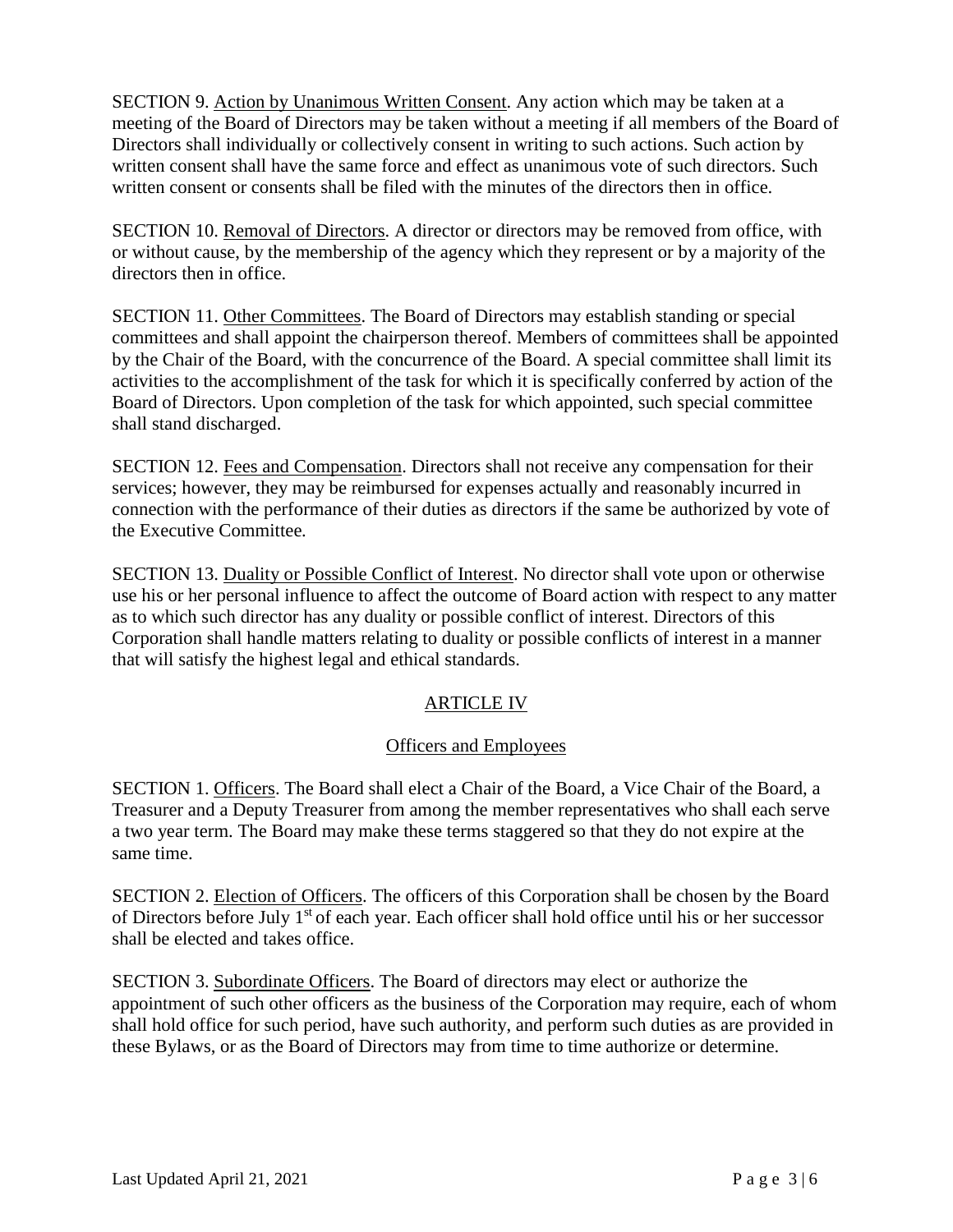SECTION 9. Action by Unanimous Written Consent. Any action which may be taken at a meeting of the Board of Directors may be taken without a meeting if all members of the Board of Directors shall individually or collectively consent in writing to such actions. Such action by written consent shall have the same force and effect as unanimous vote of such directors. Such written consent or consents shall be filed with the minutes of the directors then in office.

SECTION 10. Removal of Directors. A director or directors may be removed from office, with or without cause, by the membership of the agency which they represent or by a majority of the directors then in office.

SECTION 11. Other Committees. The Board of Directors may establish standing or special committees and shall appoint the chairperson thereof. Members of committees shall be appointed by the Chair of the Board, with the concurrence of the Board. A special committee shall limit its activities to the accomplishment of the task for which it is specifically conferred by action of the Board of Directors. Upon completion of the task for which appointed, such special committee shall stand discharged.

SECTION 12. Fees and Compensation. Directors shall not receive any compensation for their services; however, they may be reimbursed for expenses actually and reasonably incurred in connection with the performance of their duties as directors if the same be authorized by vote of the Executive Committee.

SECTION 13. Duality or Possible Conflict of Interest. No director shall vote upon or otherwise use his or her personal influence to affect the outcome of Board action with respect to any matter as to which such director has any duality or possible conflict of interest. Directors of this Corporation shall handle matters relating to duality or possible conflicts of interest in a manner that will satisfy the highest legal and ethical standards.

## ARTICLE IV

### Officers and Employees

SECTION 1. Officers. The Board shall elect a Chair of the Board, a Vice Chair of the Board, a Treasurer and a Deputy Treasurer from among the member representatives who shall each serve a two year term. The Board may make these terms staggered so that they do not expire at the same time.

SECTION 2. Election of Officers. The officers of this Corporation shall be chosen by the Board of Directors before July 1st of each year. Each officer shall hold office until his or her successor shall be elected and takes office.

SECTION 3. Subordinate Officers. The Board of directors may elect or authorize the appointment of such other officers as the business of the Corporation may require, each of whom shall hold office for such period, have such authority, and perform such duties as are provided in these Bylaws, or as the Board of Directors may from time to time authorize or determine.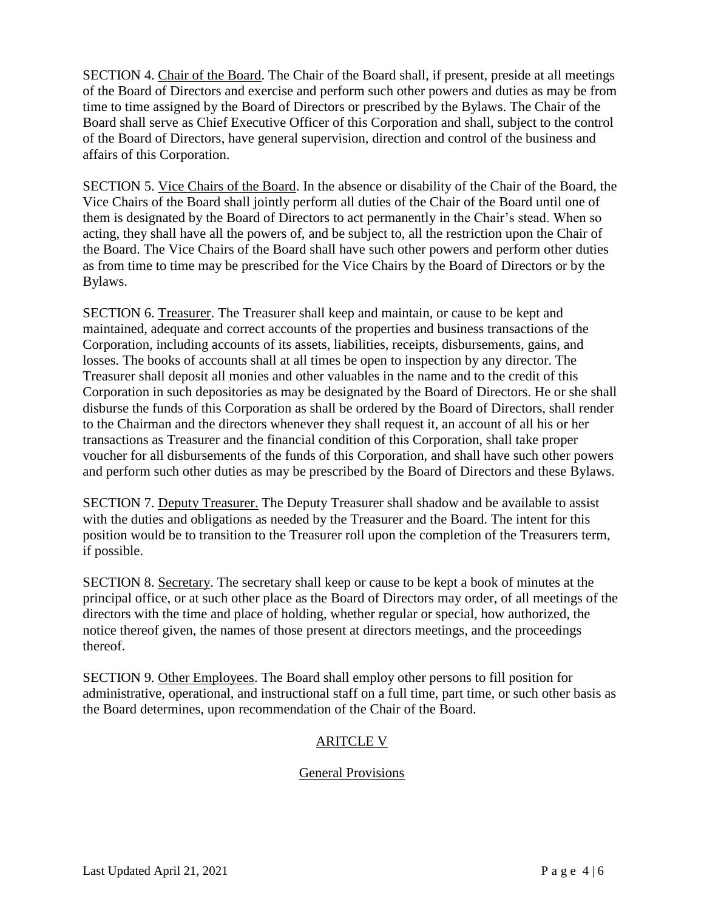SECTION 4. Chair of the Board. The Chair of the Board shall, if present, preside at all meetings of the Board of Directors and exercise and perform such other powers and duties as may be from time to time assigned by the Board of Directors or prescribed by the Bylaws. The Chair of the Board shall serve as Chief Executive Officer of this Corporation and shall, subject to the control of the Board of Directors, have general supervision, direction and control of the business and affairs of this Corporation.

SECTION 5. Vice Chairs of the Board. In the absence or disability of the Chair of the Board, the Vice Chairs of the Board shall jointly perform all duties of the Chair of the Board until one of them is designated by the Board of Directors to act permanently in the Chair's stead. When so acting, they shall have all the powers of, and be subject to, all the restriction upon the Chair of the Board. The Vice Chairs of the Board shall have such other powers and perform other duties as from time to time may be prescribed for the Vice Chairs by the Board of Directors or by the Bylaws.

SECTION 6. Treasurer. The Treasurer shall keep and maintain, or cause to be kept and maintained, adequate and correct accounts of the properties and business transactions of the Corporation, including accounts of its assets, liabilities, receipts, disbursements, gains, and losses. The books of accounts shall at all times be open to inspection by any director. The Treasurer shall deposit all monies and other valuables in the name and to the credit of this Corporation in such depositories as may be designated by the Board of Directors. He or she shall disburse the funds of this Corporation as shall be ordered by the Board of Directors, shall render to the Chairman and the directors whenever they shall request it, an account of all his or her transactions as Treasurer and the financial condition of this Corporation, shall take proper voucher for all disbursements of the funds of this Corporation, and shall have such other powers and perform such other duties as may be prescribed by the Board of Directors and these Bylaws.

SECTION 7. Deputy Treasurer. The Deputy Treasurer shall shadow and be available to assist with the duties and obligations as needed by the Treasurer and the Board. The intent for this position would be to transition to the Treasurer roll upon the completion of the Treasurers term, if possible.

SECTION 8. Secretary. The secretary shall keep or cause to be kept a book of minutes at the principal office, or at such other place as the Board of Directors may order, of all meetings of the directors with the time and place of holding, whether regular or special, how authorized, the notice thereof given, the names of those present at directors meetings, and the proceedings thereof.

SECTION 9. Other Employees. The Board shall employ other persons to fill position for administrative, operational, and instructional staff on a full time, part time, or such other basis as the Board determines, upon recommendation of the Chair of the Board.

## ARITCLE V

## General Provisions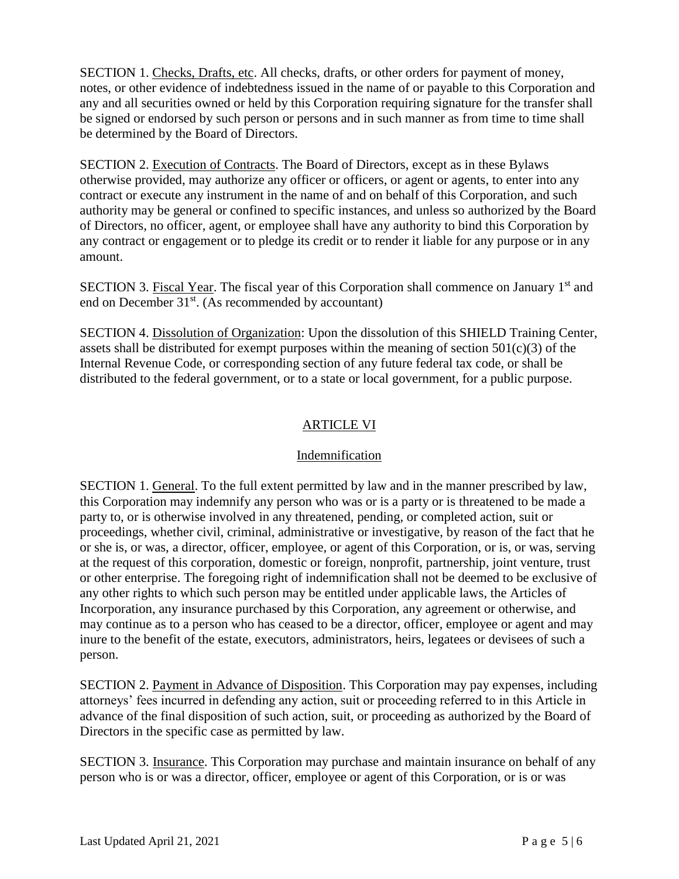SECTION 1. Checks, Drafts, etc. All checks, drafts, or other orders for payment of money, notes, or other evidence of indebtedness issued in the name of or payable to this Corporation and any and all securities owned or held by this Corporation requiring signature for the transfer shall be signed or endorsed by such person or persons and in such manner as from time to time shall be determined by the Board of Directors.

SECTION 2. Execution of Contracts. The Board of Directors, except as in these Bylaws otherwise provided, may authorize any officer or officers, or agent or agents, to enter into any contract or execute any instrument in the name of and on behalf of this Corporation, and such authority may be general or confined to specific instances, and unless so authorized by the Board of Directors, no officer, agent, or employee shall have any authority to bind this Corporation by any contract or engagement or to pledge its credit or to render it liable for any purpose or in any amount.

SECTION 3. Fiscal Year. The fiscal year of this Corporation shall commence on January 1st and end on December 31st. (As recommended by accountant)

SECTION 4. Dissolution of Organization: Upon the dissolution of this SHIELD Training Center, assets shall be distributed for exempt purposes within the meaning of section 501(c)(3) of the Internal Revenue Code, or corresponding section of any future federal tax code, or shall be distributed to the federal government, or to a state or local government, for a public purpose.

## ARTICLE VI

### Indemnification

SECTION 1. General. To the full extent permitted by law and in the manner prescribed by law, this Corporation may indemnify any person who was or is a party or is threatened to be made a party to, or is otherwise involved in any threatened, pending, or completed action, suit or proceedings, whether civil, criminal, administrative or investigative, by reason of the fact that he or she is, or was, a director, officer, employee, or agent of this Corporation, or is, or was, serving at the request of this corporation, domestic or foreign, nonprofit, partnership, joint venture, trust or other enterprise. The foregoing right of indemnification shall not be deemed to be exclusive of any other rights to which such person may be entitled under applicable laws, the Articles of Incorporation, any insurance purchased by this Corporation, any agreement or otherwise, and may continue as to a person who has ceased to be a director, officer, employee or agent and may inure to the benefit of the estate, executors, administrators, heirs, legatees or devisees of such a person.

SECTION 2. Payment in Advance of Disposition. This Corporation may pay expenses, including attorneys' fees incurred in defending any action, suit or proceeding referred to in this Article in advance of the final disposition of such action, suit, or proceeding as authorized by the Board of Directors in the specific case as permitted by law.

SECTION 3. Insurance. This Corporation may purchase and maintain insurance on behalf of any person who is or was a director, officer, employee or agent of this Corporation, or is or was

Last Updated April 21, 2021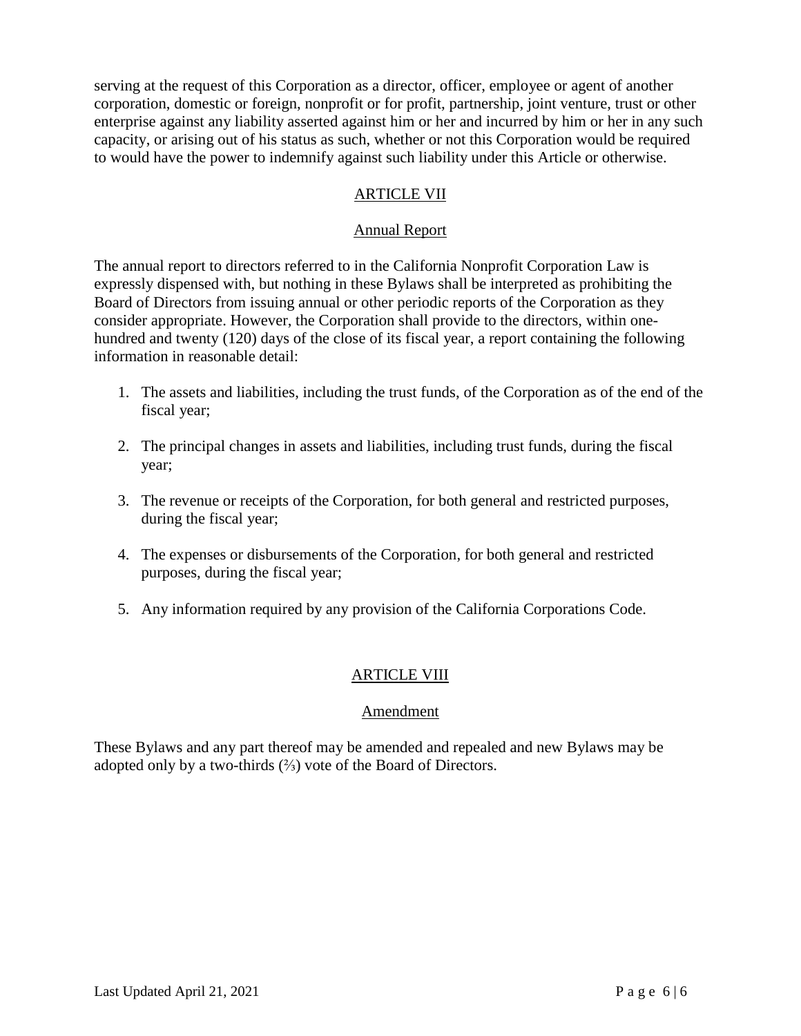serving at the request of this Corporation as a director, officer, employee or agent of another corporation, domestic or foreign, nonprofit or for profit, partnership, joint venture, trust or other enterprise against any liability asserted against him or her and incurred by him or her in any such capacity, or arising out of his status as such, whether or not this Corporation would be required to would have the power to indemnify against such liability under this Article or otherwise.

## ARTICLE VII

### Annual Report

The annual report to directors referred to in the California Nonprofit Corporation Law is expressly dispensed with, but nothing in these Bylaws shall be interpreted as prohibiting the Board of Directors from issuing annual or other periodic reports of the Corporation as they consider appropriate. However, the Corporation shall provide to the directors, within one-hundred and twenty (120) days of the close of its fiscal year, a report containing the following information in reasonable detail:

1. The assets and liabilities, including the trust funds, of the Corporation as of the end of the fiscal year;
2. The principal changes in assets and liabilities, including trust funds, during the fiscal year;
3. The revenue or receipts of the Corporation, for both general and restricted purposes, during the fiscal year;
4. The expenses or disbursements of the Corporation, for both general and restricted purposes, during the fiscal year;
5. Any information required by any provision of the California Corporations Code.

## ARTICLE VIII

### Amendment

These Bylaws and any part thereof may be amended and repealed and new Bylaws may be adopted only by a two-thirds (⅔) vote of the Board of Directors.

Last Updated April 21, 2021